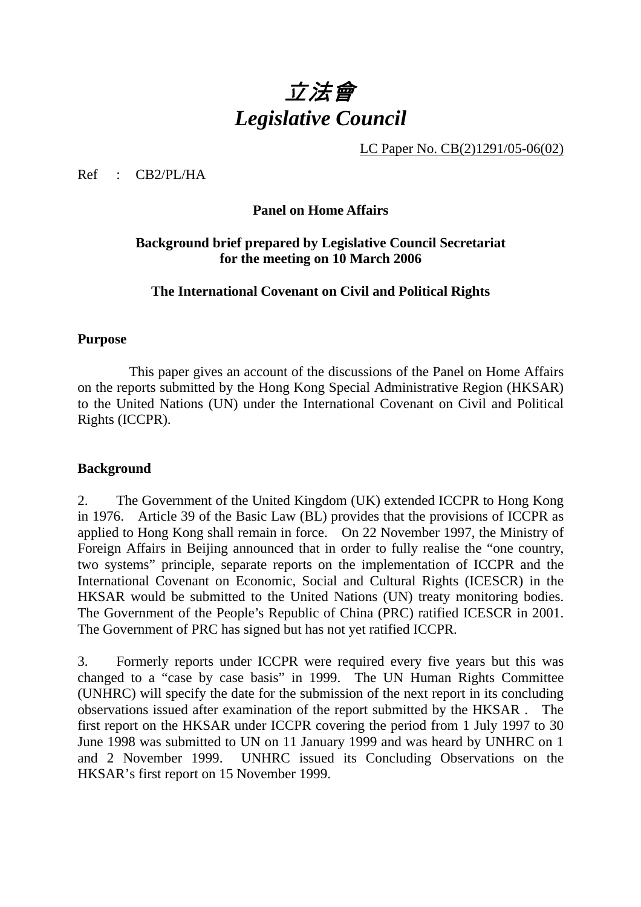# *立法會*
# *Legislative Council*

LC Paper No. CB(2)1291/05-06(02)

Ref : CB2/PL/HA

**Panel on Home Affairs**

**Background brief prepared by Legislative Council Secretariat for the meeting on 10 March 2006**

**The International Covenant on Civil and Political Rights**

## Purpose

This paper gives an account of the discussions of the Panel on Home Affairs on the reports submitted by the Hong Kong Special Administrative Region (HKSAR) to the United Nations (UN) under the International Covenant on Civil and Political Rights (ICCPR).

## Background

2. The Government of the United Kingdom (UK) extended ICCPR to Hong Kong in 1976. Article 39 of the Basic Law (BL) provides that the provisions of ICCPR as applied to Hong Kong shall remain in force. On 22 November 1997, the Ministry of Foreign Affairs in Beijing announced that in order to fully realise the "one country, two systems" principle, separate reports on the implementation of ICCPR and the International Covenant on Economic, Social and Cultural Rights (ICESCR) in the HKSAR would be submitted to the United Nations (UN) treaty monitoring bodies. The Government of the People's Republic of China (PRC) ratified ICESCR in 2001. The Government of PRC has signed but has not yet ratified ICCPR.

3. Formerly reports under ICCPR were required every five years but this was changed to a "case by case basis" in 1999. The UN Human Rights Committee (UNHRC) will specify the date for the submission of the next report in its concluding observations issued after examination of the report submitted by the HKSAR . The first report on the HKSAR under ICCPR covering the period from 1 July 1997 to 30 June 1998 was submitted to UN on 11 January 1999 and was heard by UNHRC on 1 and 2 November 1999. UNHRC issued its Concluding Observations on the HKSAR's first report on 15 November 1999.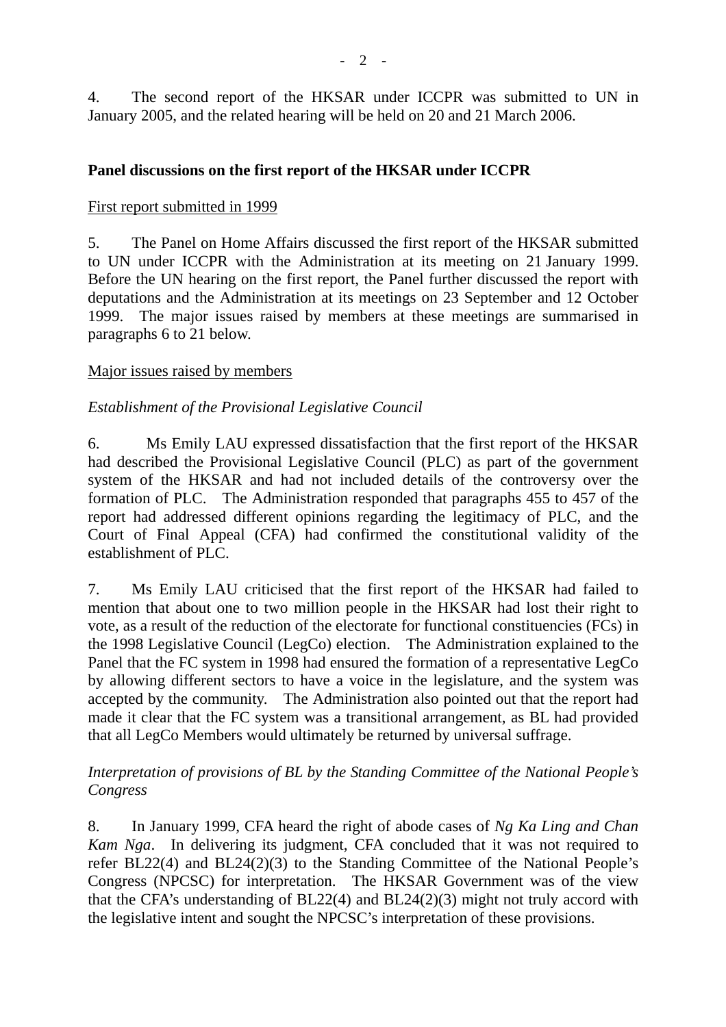4. The second report of the HKSAR under ICCPR was submitted to UN in January 2005, and the related hearing will be held on 20 and 21 March 2006.

**Panel discussions on the first report of the HKSAR under ICCPR**

First report submitted in 1999

5. The Panel on Home Affairs discussed the first report of the HKSAR submitted to UN under ICCPR with the Administration at its meeting on 21 January 1999. Before the UN hearing on the first report, the Panel further discussed the report with deputations and the Administration at its meetings on 23 September and 12 October 1999. The major issues raised by members at these meetings are summarised in paragraphs 6 to 21 below.

Major issues raised by members

*Establishment of the Provisional Legislative Council*

6. Ms Emily LAU expressed dissatisfaction that the first report of the HKSAR had described the Provisional Legislative Council (PLC) as part of the government system of the HKSAR and had not included details of the controversy over the formation of PLC. The Administration responded that paragraphs 455 to 457 of the report had addressed different opinions regarding the legitimacy of PLC, and the Court of Final Appeal (CFA) had confirmed the constitutional validity of the establishment of PLC.

7. Ms Emily LAU criticised that the first report of the HKSAR had failed to mention that about one to two million people in the HKSAR had lost their right to vote, as a result of the reduction of the electorate for functional constituencies (FCs) in the 1998 Legislative Council (LegCo) election. The Administration explained to the Panel that the FC system in 1998 had ensured the formation of a representative LegCo by allowing different sectors to have a voice in the legislature, and the system was accepted by the community. The Administration also pointed out that the report had made it clear that the FC system was a transitional arrangement, as BL had provided that all LegCo Members would ultimately be returned by universal suffrage.

*Interpretation of provisions of BL by the Standing Committee of the National People's Congress*

8. In January 1999, CFA heard the right of abode cases of *Ng Ka Ling and Chan Kam Nga*. In delivering its judgment, CFA concluded that it was not required to refer BL22(4) and BL24(2)(3) to the Standing Committee of the National People's Congress (NPCSC) for interpretation. The HKSAR Government was of the view that the CFA's understanding of BL22(4) and BL24(2)(3) might not truly accord with the legislative intent and sought the NPCSC's interpretation of these provisions.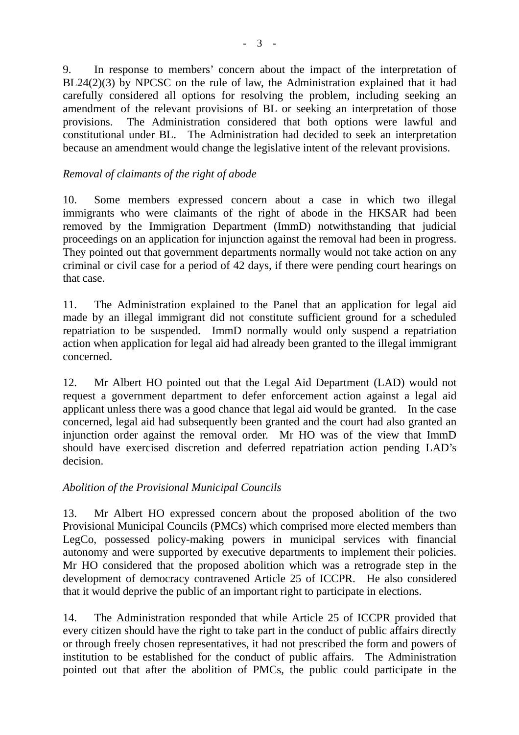9. In response to members' concern about the impact of the interpretation of BL24(2)(3) by NPCSC on the rule of law, the Administration explained that it had carefully considered all options for resolving the problem, including seeking an amendment of the relevant provisions of BL or seeking an interpretation of those provisions. The Administration considered that both options were lawful and constitutional under BL. The Administration had decided to seek an interpretation because an amendment would change the legislative intent of the relevant provisions.

*Removal of claimants of the right of abode*

10. Some members expressed concern about a case in which two illegal immigrants who were claimants of the right of abode in the HKSAR had been removed by the Immigration Department (ImmD) notwithstanding that judicial proceedings on an application for injunction against the removal had been in progress. They pointed out that government departments normally would not take action on any criminal or civil case for a period of 42 days, if there were pending court hearings on that case.

11. The Administration explained to the Panel that an application for legal aid made by an illegal immigrant did not constitute sufficient ground for a scheduled repatriation to be suspended. ImmD normally would only suspend a repatriation action when application for legal aid had already been granted to the illegal immigrant concerned.

12. Mr Albert HO pointed out that the Legal Aid Department (LAD) would not request a government department to defer enforcement action against a legal aid applicant unless there was a good chance that legal aid would be granted. In the case concerned, legal aid had subsequently been granted and the court had also granted an injunction order against the removal order. Mr HO was of the view that ImmD should have exercised discretion and deferred repatriation action pending LAD's decision.

*Abolition of the Provisional Municipal Councils*

13. Mr Albert HO expressed concern about the proposed abolition of the two Provisional Municipal Councils (PMCs) which comprised more elected members than LegCo, possessed policy-making powers in municipal services with financial autonomy and were supported by executive departments to implement their policies. Mr HO considered that the proposed abolition which was a retrograde step in the development of democracy contravened Article 25 of ICCPR. He also considered that it would deprive the public of an important right to participate in elections.

14. The Administration responded that while Article 25 of ICCPR provided that every citizen should have the right to take part in the conduct of public affairs directly or through freely chosen representatives, it had not prescribed the form and powers of institution to be established for the conduct of public affairs. The Administration pointed out that after the abolition of PMCs, the public could participate in the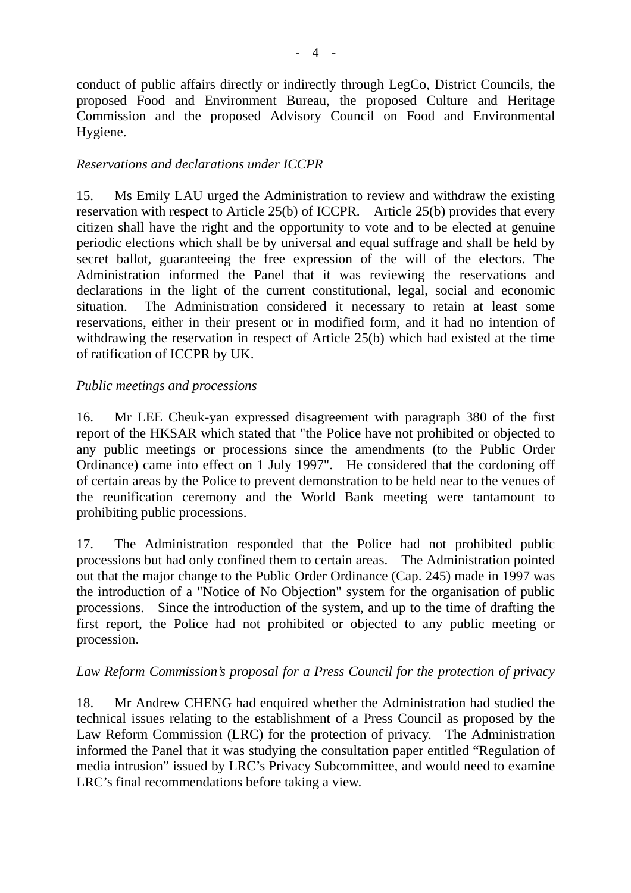conduct of public affairs directly or indirectly through LegCo, District Councils, the proposed Food and Environment Bureau, the proposed Culture and Heritage Commission and the proposed Advisory Council on Food and Environmental Hygiene.

*Reservations and declarations under ICCPR*

15. Ms Emily LAU urged the Administration to review and withdraw the existing reservation with respect to Article 25(b) of ICCPR. Article 25(b) provides that every citizen shall have the right and the opportunity to vote and to be elected at genuine periodic elections which shall be by universal and equal suffrage and shall be held by secret ballot, guaranteeing the free expression of the will of the electors. The Administration informed the Panel that it was reviewing the reservations and declarations in the light of the current constitutional, legal, social and economic situation. The Administration considered it necessary to retain at least some reservations, either in their present or in modified form, and it had no intention of withdrawing the reservation in respect of Article 25(b) which had existed at the time of ratification of ICCPR by UK.

*Public meetings and processions*

16. Mr LEE Cheuk-yan expressed disagreement with paragraph 380 of the first report of the HKSAR which stated that "the Police have not prohibited or objected to any public meetings or processions since the amendments (to the Public Order Ordinance) came into effect on 1 July 1997". He considered that the cordoning off of certain areas by the Police to prevent demonstration to be held near to the venues of the reunification ceremony and the World Bank meeting were tantamount to prohibiting public processions.

17. The Administration responded that the Police had not prohibited public processions but had only confined them to certain areas. The Administration pointed out that the major change to the Public Order Ordinance (Cap. 245) made in 1997 was the introduction of a "Notice of No Objection" system for the organisation of public processions. Since the introduction of the system, and up to the time of drafting the first report, the Police had not prohibited or objected to any public meeting or procession.

*Law Reform Commission's proposal for a Press Council for the protection of privacy*

18. Mr Andrew CHENG had enquired whether the Administration had studied the technical issues relating to the establishment of a Press Council as proposed by the Law Reform Commission (LRC) for the protection of privacy. The Administration informed the Panel that it was studying the consultation paper entitled "Regulation of media intrusion" issued by LRC's Privacy Subcommittee, and would need to examine LRC's final recommendations before taking a view.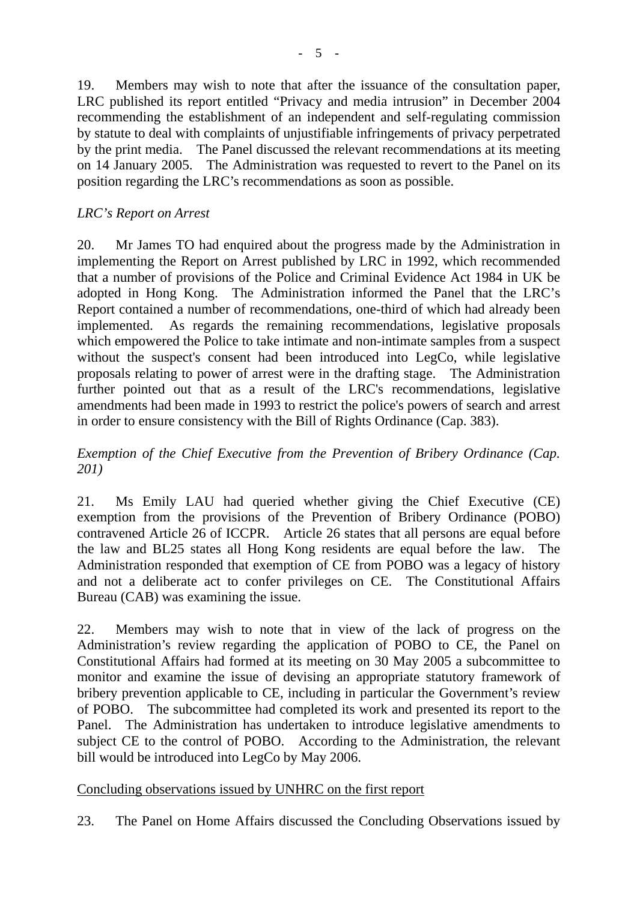19. Members may wish to note that after the issuance of the consultation paper, LRC published its report entitled "Privacy and media intrusion" in December 2004 recommending the establishment of an independent and self-regulating commission by statute to deal with complaints of unjustifiable infringements of privacy perpetrated by the print media. The Panel discussed the relevant recommendations at its meeting on 14 January 2005. The Administration was requested to revert to the Panel on its position regarding the LRC's recommendations as soon as possible.

*LRC's Report on Arrest*

20. Mr James TO had enquired about the progress made by the Administration in implementing the Report on Arrest published by LRC in 1992, which recommended that a number of provisions of the Police and Criminal Evidence Act 1984 in UK be adopted in Hong Kong. The Administration informed the Panel that the LRC's Report contained a number of recommendations, one-third of which had already been implemented. As regards the remaining recommendations, legislative proposals which empowered the Police to take intimate and non-intimate samples from a suspect without the suspect's consent had been introduced into LegCo, while legislative proposals relating to power of arrest were in the drafting stage. The Administration further pointed out that as a result of the LRC's recommendations, legislative amendments had been made in 1993 to restrict the police's powers of search and arrest in order to ensure consistency with the Bill of Rights Ordinance (Cap. 383).

*Exemption of the Chief Executive from the Prevention of Bribery Ordinance (Cap. 201)*

21. Ms Emily LAU had queried whether giving the Chief Executive (CE) exemption from the provisions of the Prevention of Bribery Ordinance (POBO) contravened Article 26 of ICCPR. Article 26 states that all persons are equal before the law and BL25 states all Hong Kong residents are equal before the law. The Administration responded that exemption of CE from POBO was a legacy of history and not a deliberate act to confer privileges on CE. The Constitutional Affairs Bureau (CAB) was examining the issue.

22. Members may wish to note that in view of the lack of progress on the Administration's review regarding the application of POBO to CE, the Panel on Constitutional Affairs had formed at its meeting on 30 May 2005 a subcommittee to monitor and examine the issue of devising an appropriate statutory framework of bribery prevention applicable to CE, including in particular the Government's review of POBO. The subcommittee had completed its work and presented its report to the Panel. The Administration has undertaken to introduce legislative amendments to subject CE to the control of POBO. According to the Administration, the relevant bill would be introduced into LegCo by May 2006.

Concluding observations issued by UNHRC on the first report

23. The Panel on Home Affairs discussed the Concluding Observations issued by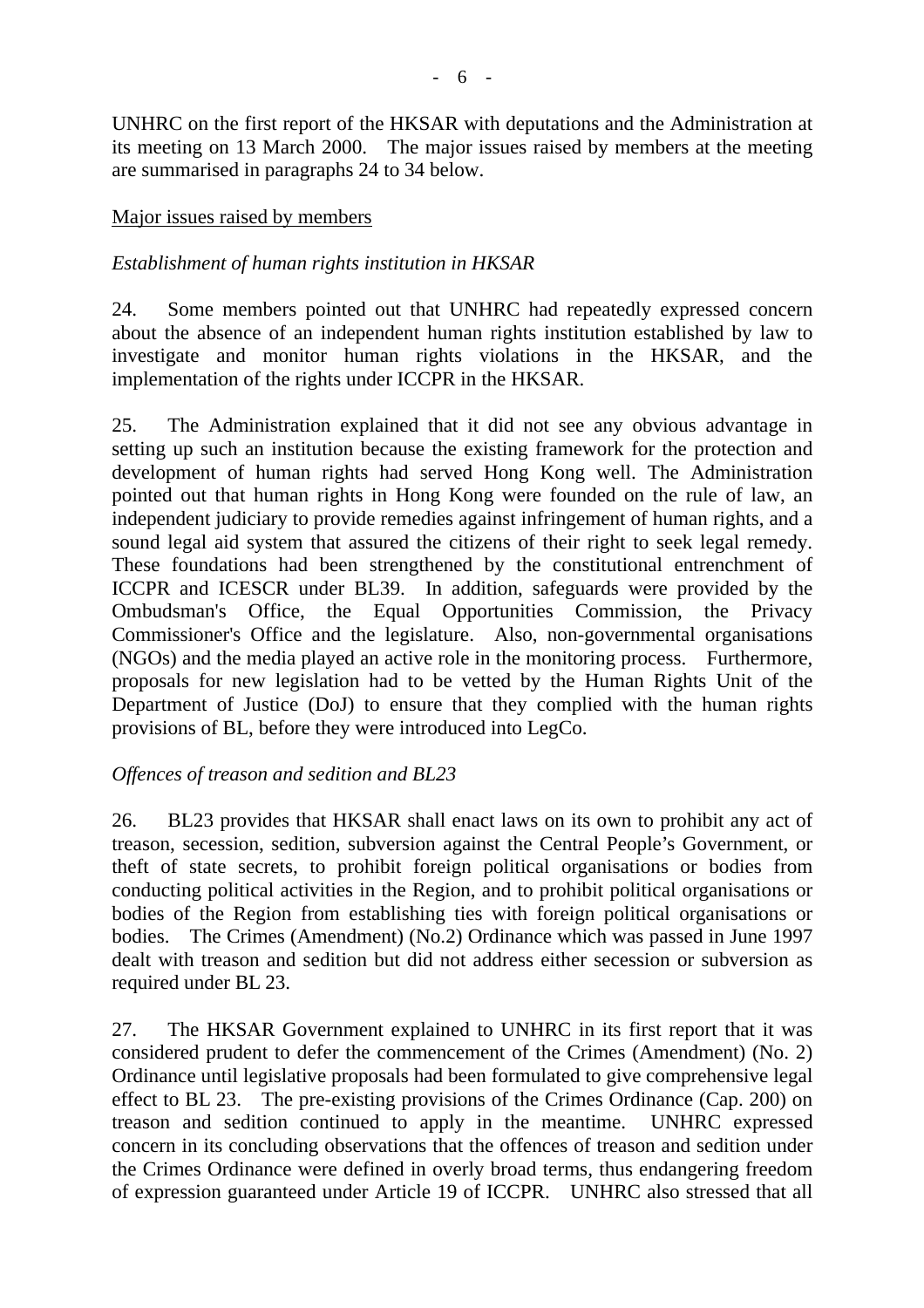UNHRC on the first report of the HKSAR with deputations and the Administration at its meeting on 13 March 2000. The major issues raised by members at the meeting are summarised in paragraphs 24 to 34 below.

Major issues raised by members

*Establishment of human rights institution in HKSAR*

24. Some members pointed out that UNHRC had repeatedly expressed concern about the absence of an independent human rights institution established by law to investigate and monitor human rights violations in the HKSAR, and the implementation of the rights under ICCPR in the HKSAR.

25. The Administration explained that it did not see any obvious advantage in setting up such an institution because the existing framework for the protection and development of human rights had served Hong Kong well. The Administration pointed out that human rights in Hong Kong were founded on the rule of law, an independent judiciary to provide remedies against infringement of human rights, and a sound legal aid system that assured the citizens of their right to seek legal remedy. These foundations had been strengthened by the constitutional entrenchment of ICCPR and ICESCR under BL39. In addition, safeguards were provided by the Ombudsman's Office, the Equal Opportunities Commission, the Privacy Commissioner's Office and the legislature. Also, non-governmental organisations (NGOs) and the media played an active role in the monitoring process. Furthermore, proposals for new legislation had to be vetted by the Human Rights Unit of the Department of Justice (DoJ) to ensure that they complied with the human rights provisions of BL, before they were introduced into LegCo.

*Offences of treason and sedition and BL23*

26. BL23 provides that HKSAR shall enact laws on its own to prohibit any act of treason, secession, sedition, subversion against the Central People's Government, or theft of state secrets, to prohibit foreign political organisations or bodies from conducting political activities in the Region, and to prohibit political organisations or bodies of the Region from establishing ties with foreign political organisations or bodies. The Crimes (Amendment) (No.2) Ordinance which was passed in June 1997 dealt with treason and sedition but did not address either secession or subversion as required under BL 23.

27. The HKSAR Government explained to UNHRC in its first report that it was considered prudent to defer the commencement of the Crimes (Amendment) (No. 2) Ordinance until legislative proposals had been formulated to give comprehensive legal effect to BL 23. The pre-existing provisions of the Crimes Ordinance (Cap. 200) on treason and sedition continued to apply in the meantime. UNHRC expressed concern in its concluding observations that the offences of treason and sedition under the Crimes Ordinance were defined in overly broad terms, thus endangering freedom of expression guaranteed under Article 19 of ICCPR. UNHRC also stressed that all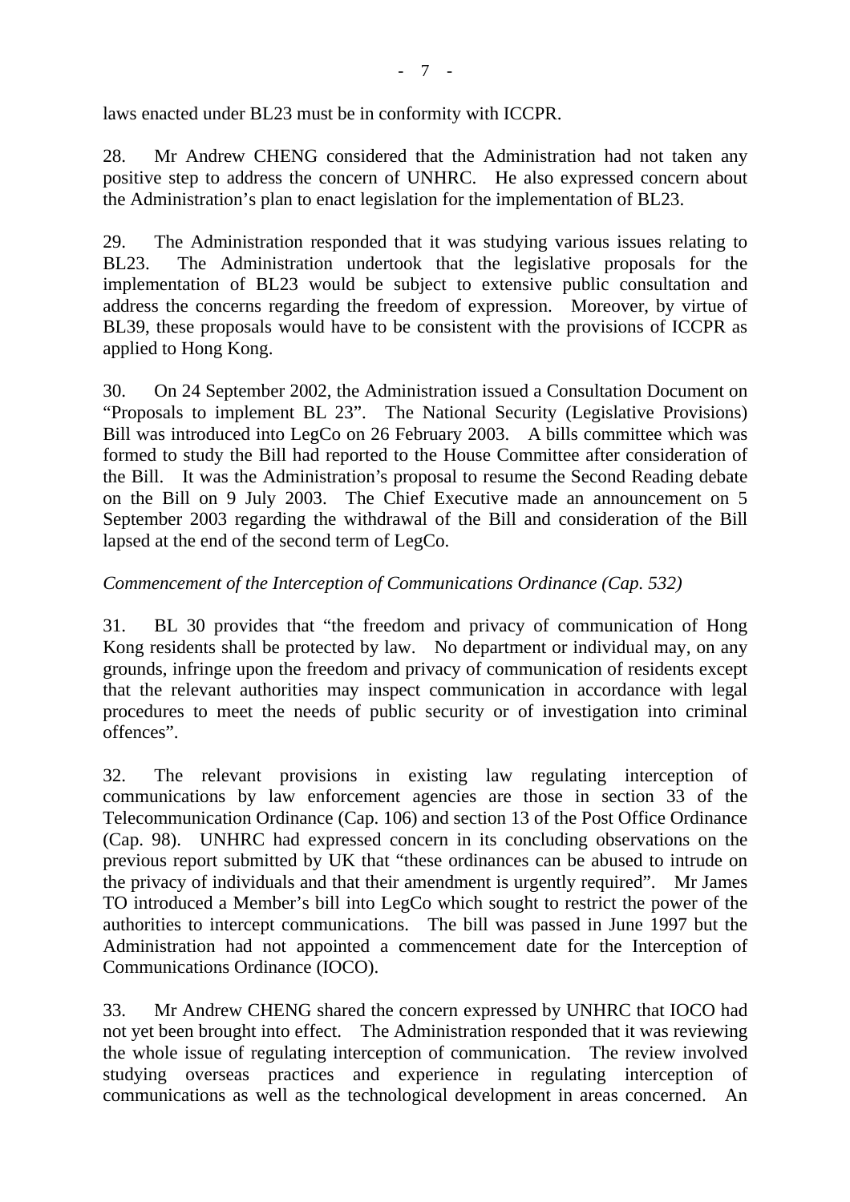laws enacted under BL23 must be in conformity with ICCPR.

28. Mr Andrew CHENG considered that the Administration had not taken any positive step to address the concern of UNHRC. He also expressed concern about the Administration's plan to enact legislation for the implementation of BL23.

29. The Administration responded that it was studying various issues relating to BL23. The Administration undertook that the legislative proposals for the implementation of BL23 would be subject to extensive public consultation and address the concerns regarding the freedom of expression. Moreover, by virtue of BL39, these proposals would have to be consistent with the provisions of ICCPR as applied to Hong Kong.

30. On 24 September 2002, the Administration issued a Consultation Document on "Proposals to implement BL 23". The National Security (Legislative Provisions) Bill was introduced into LegCo on 26 February 2003. A bills committee which was formed to study the Bill had reported to the House Committee after consideration of the Bill. It was the Administration's proposal to resume the Second Reading debate on the Bill on 9 July 2003. The Chief Executive made an announcement on 5 September 2003 regarding the withdrawal of the Bill and consideration of the Bill lapsed at the end of the second term of LegCo.

*Commencement of the Interception of Communications Ordinance (Cap. 532)*

31. BL 30 provides that "the freedom and privacy of communication of Hong Kong residents shall be protected by law. No department or individual may, on any grounds, infringe upon the freedom and privacy of communication of residents except that the relevant authorities may inspect communication in accordance with legal procedures to meet the needs of public security or of investigation into criminal offences".

32. The relevant provisions in existing law regulating interception of communications by law enforcement agencies are those in section 33 of the Telecommunication Ordinance (Cap. 106) and section 13 of the Post Office Ordinance (Cap. 98). UNHRC had expressed concern in its concluding observations on the previous report submitted by UK that "these ordinances can be abused to intrude on the privacy of individuals and that their amendment is urgently required". Mr James TO introduced a Member's bill into LegCo which sought to restrict the power of the authorities to intercept communications. The bill was passed in June 1997 but the Administration had not appointed a commencement date for the Interception of Communications Ordinance (IOCO).

33. Mr Andrew CHENG shared the concern expressed by UNHRC that IOCO had not yet been brought into effect. The Administration responded that it was reviewing the whole issue of regulating interception of communication. The review involved studying overseas practices and experience in regulating interception of communications as well as the technological development in areas concerned. An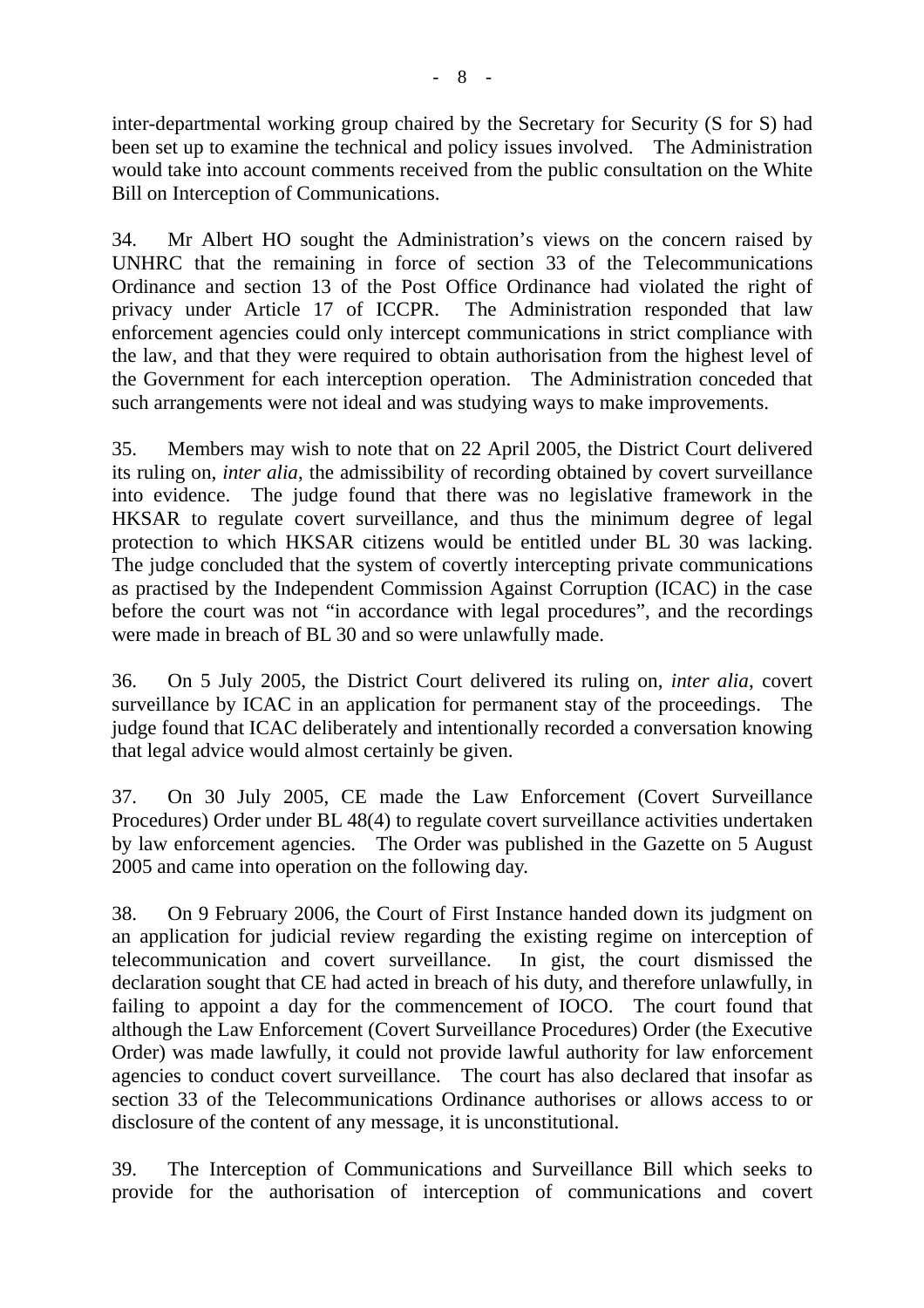inter-departmental working group chaired by the Secretary for Security (S for S) had been set up to examine the technical and policy issues involved. The Administration would take into account comments received from the public consultation on the White Bill on Interception of Communications.

34. Mr Albert HO sought the Administration's views on the concern raised by UNHRC that the remaining in force of section 33 of the Telecommunications Ordinance and section 13 of the Post Office Ordinance had violated the right of privacy under Article 17 of ICCPR. The Administration responded that law enforcement agencies could only intercept communications in strict compliance with the law, and that they were required to obtain authorisation from the highest level of the Government for each interception operation. The Administration conceded that such arrangements were not ideal and was studying ways to make improvements.

35. Members may wish to note that on 22 April 2005, the District Court delivered its ruling on, *inter alia*, the admissibility of recording obtained by covert surveillance into evidence. The judge found that there was no legislative framework in the HKSAR to regulate covert surveillance, and thus the minimum degree of legal protection to which HKSAR citizens would be entitled under BL 30 was lacking. The judge concluded that the system of covertly intercepting private communications as practised by the Independent Commission Against Corruption (ICAC) in the case before the court was not "in accordance with legal procedures", and the recordings were made in breach of BL 30 and so were unlawfully made.

36. On 5 July 2005, the District Court delivered its ruling on, *inter alia*, covert surveillance by ICAC in an application for permanent stay of the proceedings. The judge found that ICAC deliberately and intentionally recorded a conversation knowing that legal advice would almost certainly be given.

37. On 30 July 2005, CE made the Law Enforcement (Covert Surveillance Procedures) Order under BL 48(4) to regulate covert surveillance activities undertaken by law enforcement agencies. The Order was published in the Gazette on 5 August 2005 and came into operation on the following day.

38. On 9 February 2006, the Court of First Instance handed down its judgment on an application for judicial review regarding the existing regime on interception of telecommunication and covert surveillance. In gist, the court dismissed the declaration sought that CE had acted in breach of his duty, and therefore unlawfully, in failing to appoint a day for the commencement of IOCO. The court found that although the Law Enforcement (Covert Surveillance Procedures) Order (the Executive Order) was made lawfully, it could not provide lawful authority for law enforcement agencies to conduct covert surveillance. The court has also declared that insofar as section 33 of the Telecommunications Ordinance authorises or allows access to or disclosure of the content of any message, it is unconstitutional.

39. The Interception of Communications and Surveillance Bill which seeks to provide for the authorisation of interception of communications and covert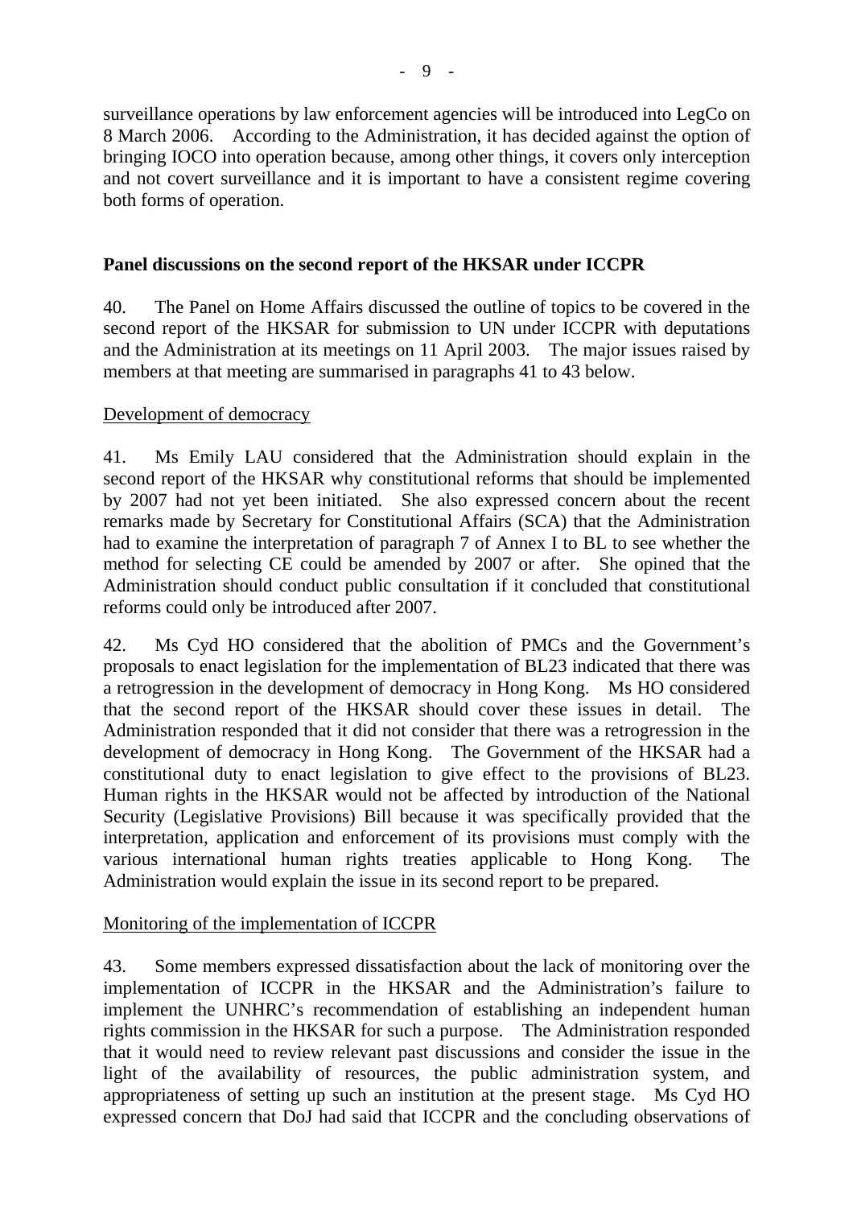surveillance operations by law enforcement agencies will be introduced into LegCo on 8 March 2006. According to the Administration, it has decided against the option of bringing IOCO into operation because, among other things, it covers only interception and not covert surveillance and it is important to have a consistent regime covering both forms of operation.

**Panel discussions on the second report of the HKSAR under ICCPR**

40. The Panel on Home Affairs discussed the outline of topics to be covered in the second report of the HKSAR for submission to UN under ICCPR with deputations and the Administration at its meetings on 11 April 2003. The major issues raised by members at that meeting are summarised in paragraphs 41 to 43 below.

Development of democracy

41. Ms Emily LAU considered that the Administration should explain in the second report of the HKSAR why constitutional reforms that should be implemented by 2007 had not yet been initiated. She also expressed concern about the recent remarks made by Secretary for Constitutional Affairs (SCA) that the Administration had to examine the interpretation of paragraph 7 of Annex I to BL to see whether the method for selecting CE could be amended by 2007 or after. She opined that the Administration should conduct public consultation if it concluded that constitutional reforms could only be introduced after 2007.

42. Ms Cyd HO considered that the abolition of PMCs and the Government's proposals to enact legislation for the implementation of BL23 indicated that there was a retrogression in the development of democracy in Hong Kong. Ms HO considered that the second report of the HKSAR should cover these issues in detail. The Administration responded that it did not consider that there was a retrogression in the development of democracy in Hong Kong. The Government of the HKSAR had a constitutional duty to enact legislation to give effect to the provisions of BL23. Human rights in the HKSAR would not be affected by introduction of the National Security (Legislative Provisions) Bill because it was specifically provided that the interpretation, application and enforcement of its provisions must comply with the various international human rights treaties applicable to Hong Kong. The Administration would explain the issue in its second report to be prepared.

Monitoring of the implementation of ICCPR

43. Some members expressed dissatisfaction about the lack of monitoring over the implementation of ICCPR in the HKSAR and the Administration's failure to implement the UNHRC's recommendation of establishing an independent human rights commission in the HKSAR for such a purpose. The Administration responded that it would need to review relevant past discussions and consider the issue in the light of the availability of resources, the public administration system, and appropriateness of setting up such an institution at the present stage. Ms Cyd HO expressed concern that DoJ had said that ICCPR and the concluding observations of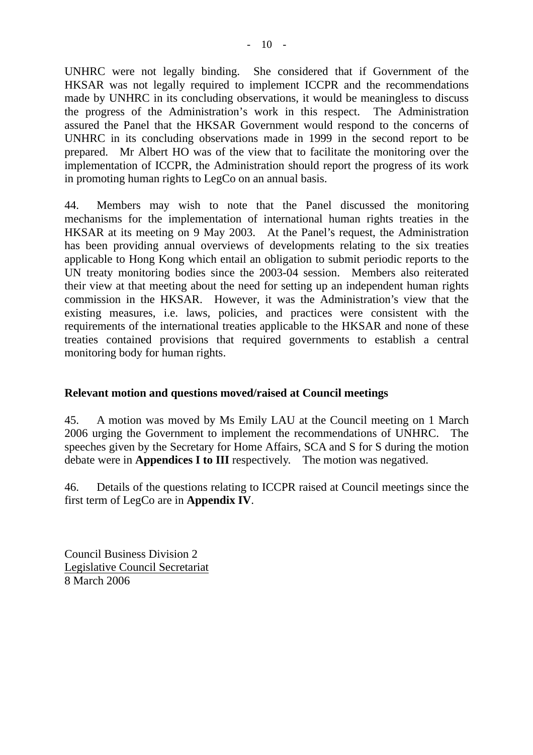UNHRC were not legally binding. She considered that if Government of the HKSAR was not legally required to implement ICCPR and the recommendations made by UNHRC in its concluding observations, it would be meaningless to discuss the progress of the Administration's work in this respect. The Administration assured the Panel that the HKSAR Government would respond to the concerns of UNHRC in its concluding observations made in 1999 in the second report to be prepared. Mr Albert HO was of the view that to facilitate the monitoring over the implementation of ICCPR, the Administration should report the progress of its work in promoting human rights to LegCo on an annual basis.

44. Members may wish to note that the Panel discussed the monitoring mechanisms for the implementation of international human rights treaties in the HKSAR at its meeting on 9 May 2003. At the Panel's request, the Administration has been providing annual overviews of developments relating to the six treaties applicable to Hong Kong which entail an obligation to submit periodic reports to the UN treaty monitoring bodies since the 2003-04 session. Members also reiterated their view at that meeting about the need for setting up an independent human rights commission in the HKSAR. However, it was the Administration's view that the existing measures, i.e. laws, policies, and practices were consistent with the requirements of the international treaties applicable to the HKSAR and none of these treaties contained provisions that required governments to establish a central monitoring body for human rights.

**Relevant motion and questions moved/raised at Council meetings**

45. A motion was moved by Ms Emily LAU at the Council meeting on 1 March 2006 urging the Government to implement the recommendations of UNHRC. The speeches given by the Secretary for Home Affairs, SCA and S for S during the motion debate were in **Appendices I to III** respectively. The motion was negatived.

46. Details of the questions relating to ICCPR raised at Council meetings since the first term of LegCo are in **Appendix IV**.

Council Business Division 2
Legislative Council Secretariat
8 March 2006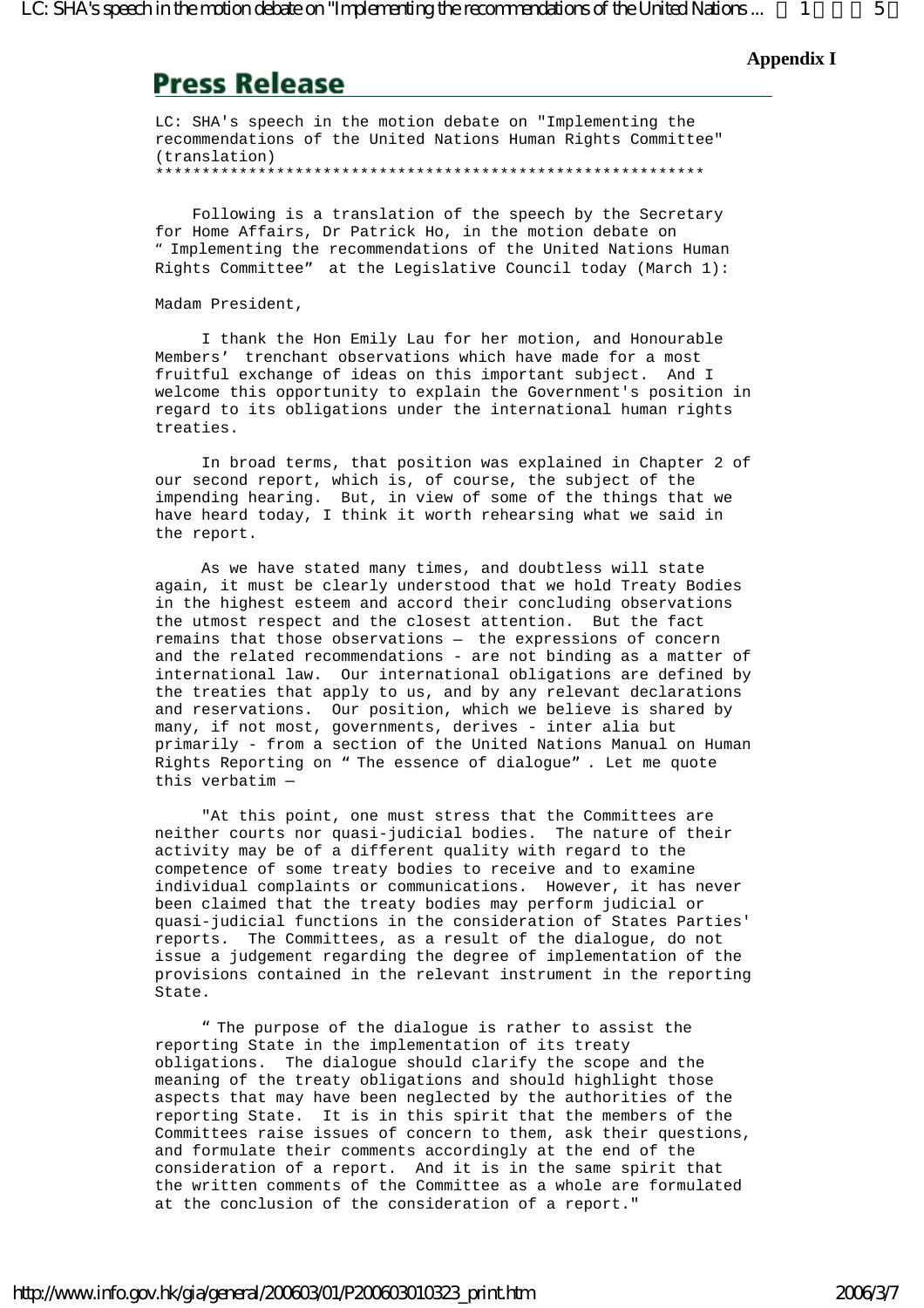**Appendix I**

# Press Release

LC: SHA's speech in the motion debate on "Implementing the recommendations of the United Nations Human Rights Committee" (translation)

************************************************************

Following is a translation of the speech by the Secretary for Home Affairs, Dr Patrick Ho, in the motion debate on "Implementing the recommendations of the United Nations Human Rights Committee" at the Legislative Council today (March 1):

Madam President,

I thank the Hon Emily Lau for her motion, and Honourable Members' trenchant observations which have made for a most fruitful exchange of ideas on this important subject. And I welcome this opportunity to explain the Government's position in regard to its obligations under the international human rights treaties.

In broad terms, that position was explained in Chapter 2 of our second report, which is, of course, the subject of the impending hearing. But, in view of some of the things that we have heard today, I think it worth rehearsing what we said in the report.

As we have stated many times, and doubtless will state again, it must be clearly understood that we hold Treaty Bodies in the highest esteem and accord their concluding observations the utmost respect and the closest attention. But the fact remains that those observations – the expressions of concern and the related recommendations - are not binding as a matter of international law. Our international obligations are defined by the treaties that apply to us, and by any relevant declarations and reservations. Our position, which we believe is shared by many, if not most, governments, derives - inter alia but primarily - from a section of the United Nations Manual on Human Rights Reporting on "The essence of dialogue". Let me quote this verbatim —

"At this point, one must stress that the Committees are neither courts nor quasi-judicial bodies. The nature of their activity may be of a different quality with regard to the competence of some treaty bodies to receive and to examine individual complaints or communications. However, it has never been claimed that the treaty bodies may perform judicial or quasi-judicial functions in the consideration of States Parties' reports. The Committees, as a result of the dialogue, do not issue a judgement regarding the degree of implementation of the provisions contained in the relevant instrument in the reporting State.

"The purpose of the dialogue is rather to assist the reporting State in the implementation of its treaty obligations. The dialogue should clarify the scope and the meaning of the treaty obligations and should highlight those aspects that may have been neglected by the authorities of the reporting State. It is in this spirit that the members of the Committees raise issues of concern to them, ask their questions, and formulate their comments accordingly at the end of the consideration of a report. And it is in the same spirit that the written comments of the Committee as a whole are formulated at the conclusion of the consideration of a report."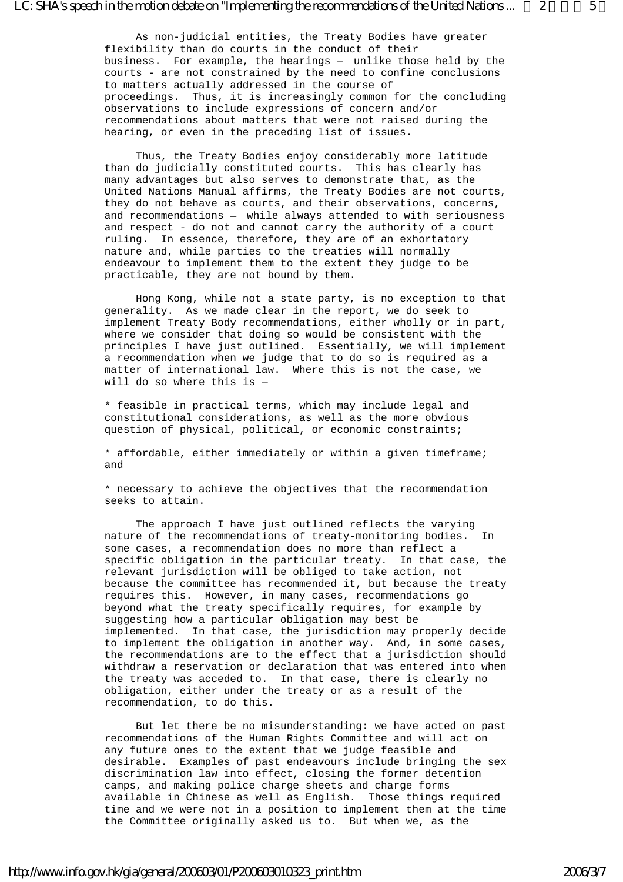As non-judicial entities, the Treaty Bodies have greater flexibility than do courts in the conduct of their business. For example, the hearings – unlike those held by the courts - are not constrained by the need to confine conclusions to matters actually addressed in the course of proceedings. Thus, it is increasingly common for the concluding observations to include expressions of concern and/or recommendations about matters that were not raised during the hearing, or even in the preceding list of issues.

Thus, the Treaty Bodies enjoy considerably more latitude than do judicially constituted courts. This has clearly has many advantages but also serves to demonstrate that, as the United Nations Manual affirms, the Treaty Bodies are not courts, they do not behave as courts, and their observations, concerns, and recommendations – while always attended to with seriousness and respect - do not and cannot carry the authority of a court ruling. In essence, therefore, they are of an exhortatory nature and, while parties to the treaties will normally endeavour to implement them to the extent they judge to be practicable, they are not bound by them.

Hong Kong, while not a state party, is no exception to that generality. As we made clear in the report, we do seek to implement Treaty Body recommendations, either wholly or in part, where we consider that doing so would be consistent with the principles I have just outlined. Essentially, we will implement a recommendation when we judge that to do so is required as a matter of international law. Where this is not the case, we will do so where this is –

* feasible in practical terms, which may include legal and constitutional considerations, as well as the more obvious question of physical, political, or economic constraints;

* affordable, either immediately or within a given timeframe; and

* necessary to achieve the objectives that the recommendation seeks to attain.

The approach I have just outlined reflects the varying nature of the recommendations of treaty-monitoring bodies. In some cases, a recommendation does no more than reflect a specific obligation in the particular treaty. In that case, the relevant jurisdiction will be obliged to take action, not because the committee has recommended it, but because the treaty requires this. However, in many cases, recommendations go beyond what the treaty specifically requires, for example by suggesting how a particular obligation may best be implemented. In that case, the jurisdiction may properly decide to implement the obligation in another way. And, in some cases, the recommendations are to the effect that a jurisdiction should withdraw a reservation or declaration that was entered into when the treaty was acceded to. In that case, there is clearly no obligation, either under the treaty or as a result of the recommendation, to do this.

But let there be no misunderstanding: we have acted on past recommendations of the Human Rights Committee and will act on any future ones to the extent that we judge feasible and desirable. Examples of past endeavours include bringing the sex discrimination law into effect, closing the former detention camps, and making police charge sheets and charge forms available in Chinese as well as English. Those things required time and we were not in a position to implement them at the time the Committee originally asked us to. But when we, as the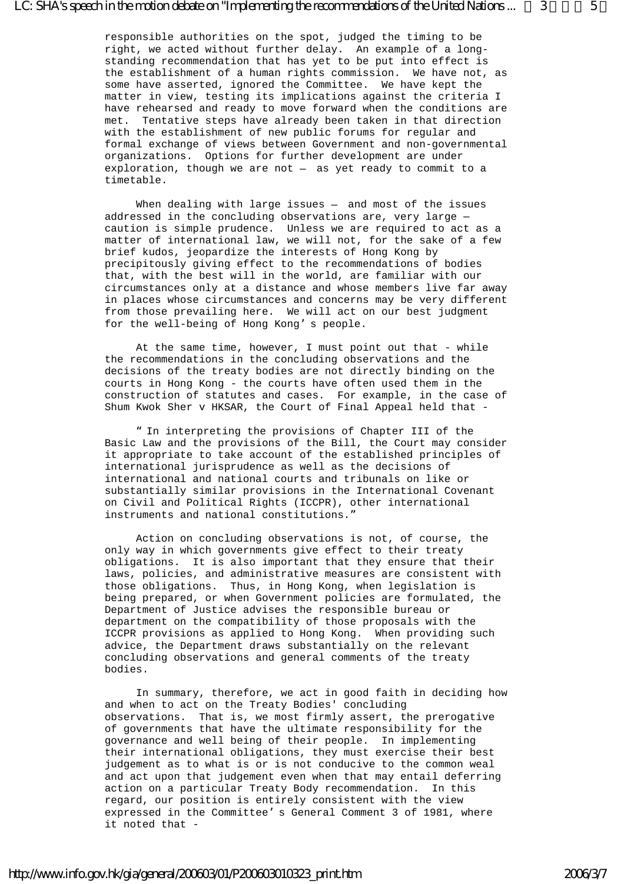responsible authorities on the spot, judged the timing to be right, we acted without further delay. An example of a long-standing recommendation that has yet to be put into effect is the establishment of a human rights commission. We have not, as some have asserted, ignored the Committee. We have kept the matter in view, testing its implications against the criteria I have rehearsed and ready to move forward when the conditions are met. Tentative steps have already been taken in that direction with the establishment of new public forums for regular and formal exchange of views between Government and non-governmental organizations. Options for further development are under exploration, though we are not – as yet ready to commit to a timetable.

When dealing with large issues – and most of the issues addressed in the concluding observations are, very large – caution is simple prudence. Unless we are required to act as a matter of international law, we will not, for the sake of a few brief kudos, jeopardize the interests of Hong Kong by precipitously giving effect to the recommendations of bodies that, with the best will in the world, are familiar with our circumstances only at a distance and whose members live far away in places whose circumstances and concerns may be very different from those prevailing here. We will act on our best judgment for the well-being of Hong Kong's people.

At the same time, however, I must point out that - while the recommendations in the concluding observations and the decisions of the treaty bodies are not directly binding on the courts in Hong Kong - the courts have often used them in the construction of statutes and cases. For example, in the case of Shum Kwok Sher v HKSAR, the Court of Final Appeal held that -

"In interpreting the provisions of Chapter III of the Basic Law and the provisions of the Bill, the Court may consider it appropriate to take account of the established principles of international jurisprudence as well as the decisions of international and national courts and tribunals on like or substantially similar provisions in the International Covenant on Civil and Political Rights (ICCPR), other international instruments and national constitutions."

Action on concluding observations is not, of course, the only way in which governments give effect to their treaty obligations. It is also important that they ensure that their laws, policies, and administrative measures are consistent with those obligations. Thus, in Hong Kong, when legislation is being prepared, or when Government policies are formulated, the Department of Justice advises the responsible bureau or department on the compatibility of those proposals with the ICCPR provisions as applied to Hong Kong. When providing such advice, the Department draws substantially on the relevant concluding observations and general comments of the treaty bodies.

In summary, therefore, we act in good faith in deciding how and when to act on the Treaty Bodies' concluding observations. That is, we most firmly assert, the prerogative of governments that have the ultimate responsibility for the governance and well being of their people. In implementing their international obligations, they must exercise their best judgement as to what is or is not conducive to the common weal and act upon that judgement even when that may entail deferring action on a particular Treaty Body recommendation. In this regard, our position is entirely consistent with the view expressed in the Committee's General Comment 3 of 1981, where it noted that -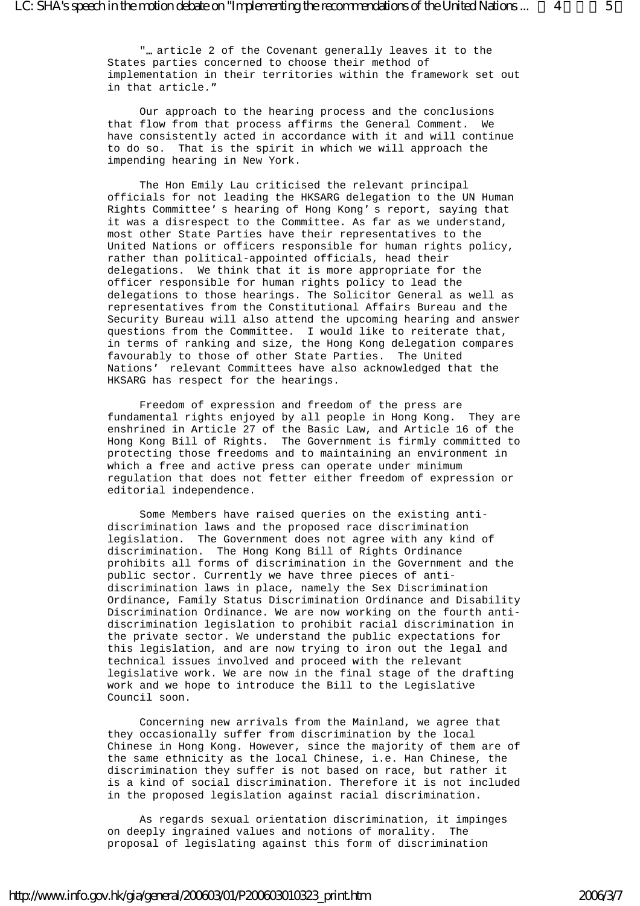"… article 2 of the Covenant generally leaves it to the States parties concerned to choose their method of implementation in their territories within the framework set out in that article."

Our approach to the hearing process and the conclusions that flow from that process affirms the General Comment. We have consistently acted in accordance with it and will continue to do so. That is the spirit in which we will approach the impending hearing in New York.

The Hon Emily Lau criticised the relevant principal officials for not leading the HKSARG delegation to the UN Human Rights Committee's hearing of Hong Kong's report, saying that it was a disrespect to the Committee. As far as we understand, most other State Parties have their representatives to the United Nations or officers responsible for human rights policy, rather than political-appointed officials, head their delegations. We think that it is more appropriate for the officer responsible for human rights policy to lead the delegations to those hearings. The Solicitor General as well as representatives from the Constitutional Affairs Bureau and the Security Bureau will also attend the upcoming hearing and answer questions from the Committee. I would like to reiterate that, in terms of ranking and size, the Hong Kong delegation compares favourably to those of other State Parties. The United Nations' relevant Committees have also acknowledged that the HKSARG has respect for the hearings.

Freedom of expression and freedom of the press are fundamental rights enjoyed by all people in Hong Kong. They are enshrined in Article 27 of the Basic Law, and Article 16 of the Hong Kong Bill of Rights. The Government is firmly committed to protecting those freedoms and to maintaining an environment in which a free and active press can operate under minimum regulation that does not fetter either freedom of expression or editorial independence.

Some Members have raised queries on the existing anti-discrimination laws and the proposed race discrimination legislation. The Government does not agree with any kind of discrimination. The Hong Kong Bill of Rights Ordinance prohibits all forms of discrimination in the Government and the public sector. Currently we have three pieces of anti-discrimination laws in place, namely the Sex Discrimination Ordinance, Family Status Discrimination Ordinance and Disability Discrimination Ordinance. We are now working on the fourth anti-discrimination legislation to prohibit racial discrimination in the private sector. We understand the public expectations for this legislation, and are now trying to iron out the legal and technical issues involved and proceed with the relevant legislative work. We are now in the final stage of the drafting work and we hope to introduce the Bill to the Legislative Council soon.

Concerning new arrivals from the Mainland, we agree that they occasionally suffer from discrimination by the local Chinese in Hong Kong. However, since the majority of them are of the same ethnicity as the local Chinese, i.e. Han Chinese, the discrimination they suffer is not based on race, but rather it is a kind of social discrimination. Therefore it is not included in the proposed legislation against racial discrimination.

As regards sexual orientation discrimination, it impinges on deeply ingrained values and notions of morality. The proposal of legislating against this form of discrimination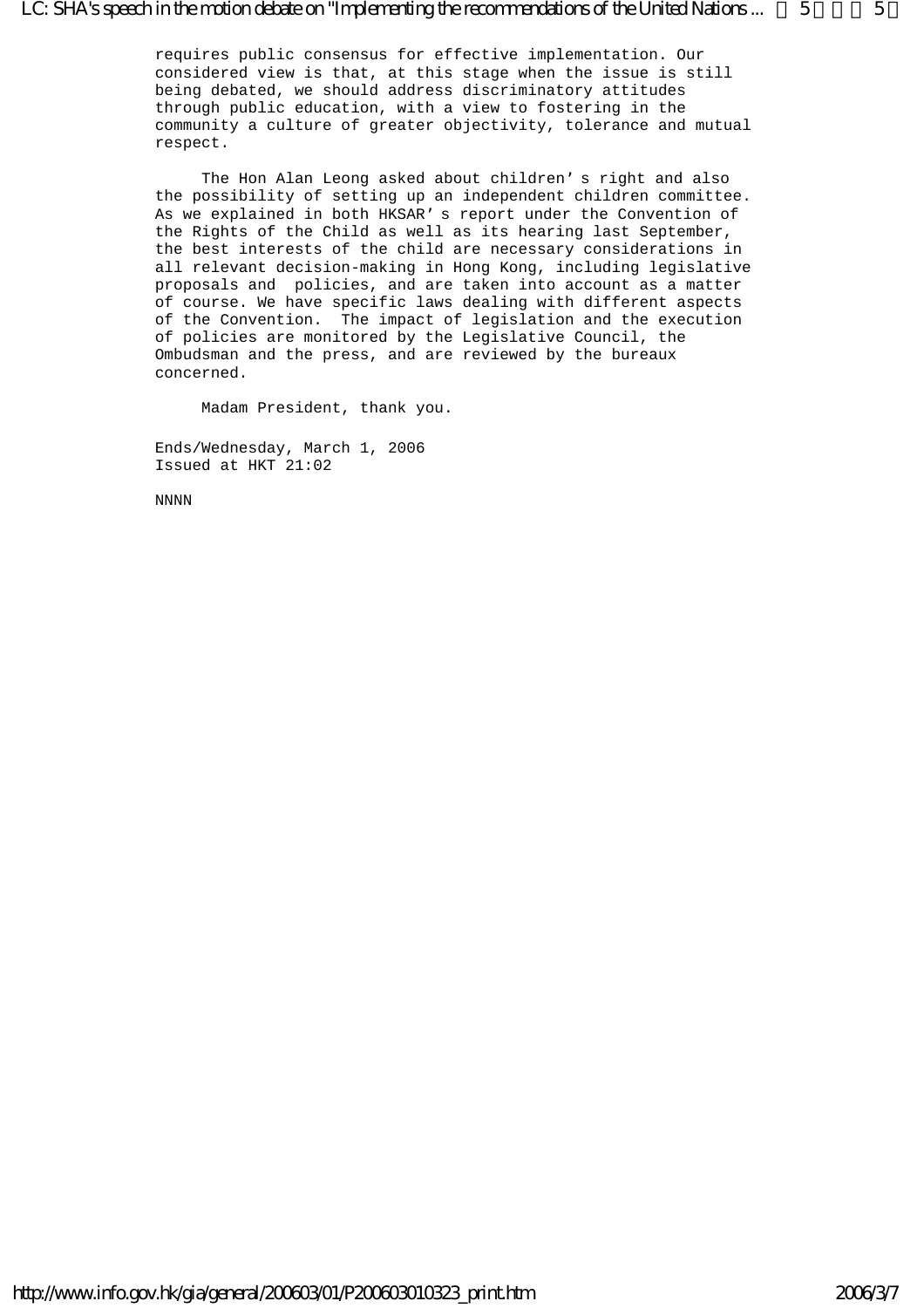requires public consensus for effective implementation. Our considered view is that, at this stage when the issue is still being debated, we should address discriminatory attitudes through public education, with a view to fostering in the community a culture of greater objectivity, tolerance and mutual respect.

The Hon Alan Leong asked about children's right and also the possibility of setting up an independent children committee. As we explained in both HKSAR's report under the Convention of the Rights of the Child as well as its hearing last September, the best interests of the child are necessary considerations in all relevant decision-making in Hong Kong, including legislative proposals and policies, and are taken into account as a matter of course. We have specific laws dealing with different aspects of the Convention. The impact of legislation and the execution of policies are monitored by the Legislative Council, the Ombudsman and the press, and are reviewed by the bureaux concerned.

Madam President, thank you.

Ends/Wednesday, March 1, 2006
Issued at HKT 21:02

NNNN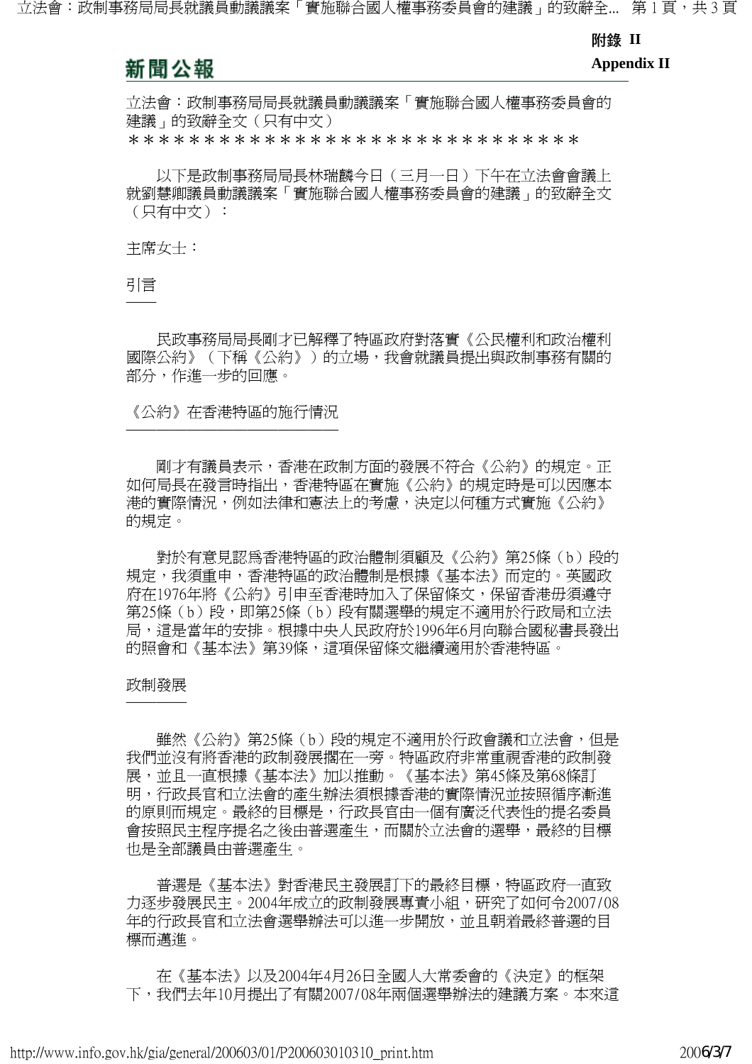附錄 II
**Appendix II**

新聞公報

立法會：政制事務局局長就議員動議議案「實施聯合國人權事務委員會的建議」的致辭全文（只有中文）
*******************************

以下是政制事務局局長林瑞麟今日（三月一日）下午在立法會會議上就劉慧卿議員動議議案「實施聯合國人權事務委員會的建議」的致辭全文（只有中文）：

主席女士：

## 引言

民政事務局局長剛才已解釋了特區政府對落實《公民權利和政治權利國際公約》（下稱《公約》）的立場，我會就議員提出與政制事務有關的部分，作進一步的回應。

## 《公約》在香港特區的施行情況

剛才有議員表示，香港在政制方面的發展不符合《公約》的規定。正如何局長在發言時指出，香港特區在實施《公約》的規定時是可以因應本港的實際情況，例如法律和憲法上的考慮，決定以何種方式實施《公約》的規定。

對於有意見認爲香港特區的政治體制須顧及《公約》第25條（b）段的規定，我須重申，香港特區的政治體制是根據《基本法》而定的。英國政府在1976年將《公約》引申至香港時加入了保留條文，保留香港毋須遵守第25條（b）段，即第25條（b）段有關選舉的規定不適用於行政局和立法局，這是當年的安排。根據中央人民政府於1996年6月向聯合國秘書長發出的照會和《基本法》第39條，這項保留條文繼續適用於香港特區。

## 政制發展

雖然《公約》第25條（b）段的規定不適用於行政會議和立法會，但是我們並沒有將香港的政制發展擱在一旁。特區政府非常重視香港的政制發展，並且一直根據《基本法》加以推動。《基本法》第45條及第68條訂明，行政長官和立法會的產生辦法須根據香港的實際情況並按照循序漸進的原則而規定。最終的目標是，行政長官由一個有廣泛代表性的提名委員會按照民主程序提名之後由普選產生，而關於立法會的選舉，最終的目標也是全部議員由普選產生。

普選是《基本法》對香港民主發展訂下的最終目標，特區政府一直致力逐步發展民主。2004年成立的政制發展專責小組，研究了如何令2007/08年的行政長官和立法會選舉辦法可以進一步開放，並且朝着最終普選的目標而邁進。

在《基本法》以及2004年4月26日全國人大常委會的《決定》的框架下，我們去年10月提出了有關2007/08年兩個選舉辦法的建議方案。本來這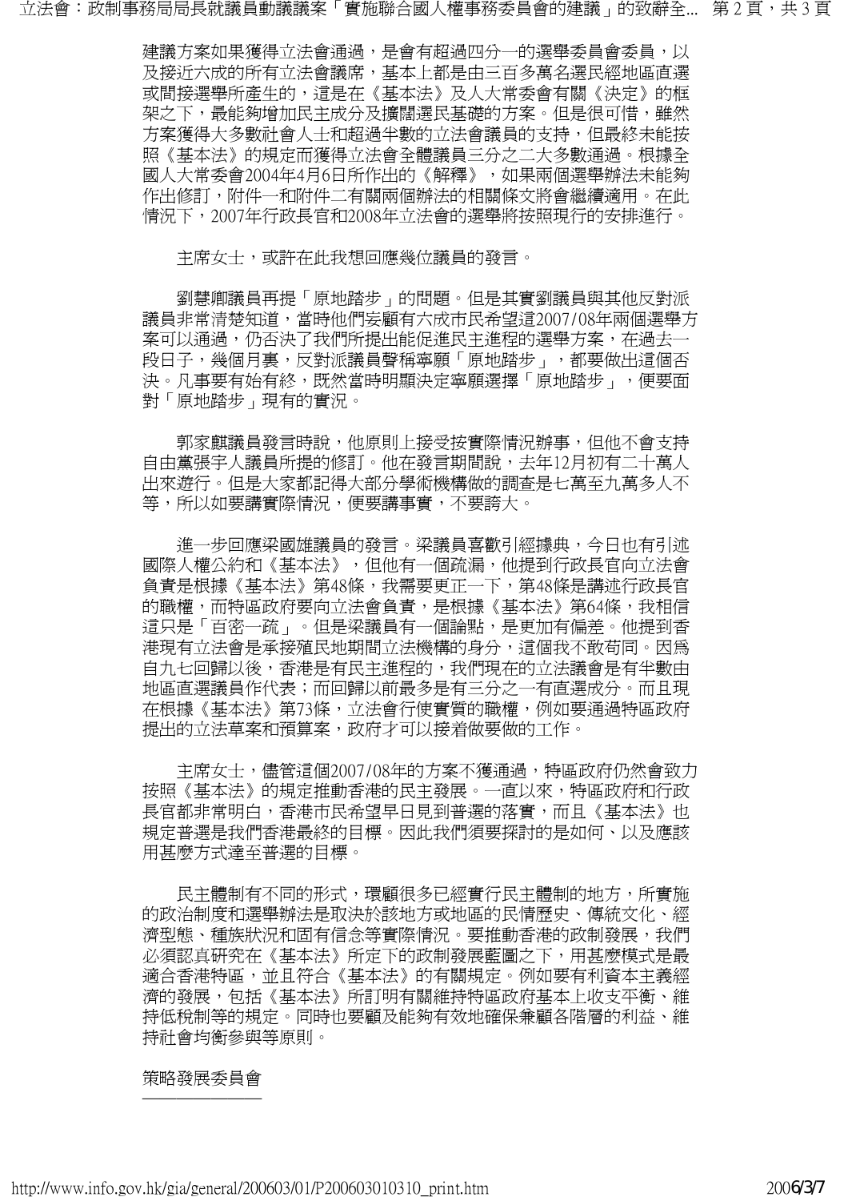建議方案如果獲得立法會通過，是會有超過四分一的選舉委員會委員，以及接近六成的所有立法會議席，基本上都是由三百多萬名選民經地區直選或間接選舉所產生的，這是在《基本法》及人大常委會有關《決定》的框架之下，最能夠增加民主成分及擴闊選民基礎的方案。但是很可惜，雖然方案獲得大多數社會人士和超過半數的立法會議員的支持，但最終未能按照《基本法》的規定而獲得立法會全體議員三分之二大多數通過。根據全國人大常委會2004年4月6日所作出的《解釋》，如果兩個選舉辦法未能夠作出修訂，附件一和附件二有關兩個辦法的相關條文將會繼續適用。在此情況下，2007年行政長官和2008年立法會的選舉將按照現行的安排進行。

主席女士，或許在此我想回應幾位議員的發言。

劉慧卿議員再提「原地踏步」的問題。但是其實劉議員與其他反對派議員非常清楚知道，當時他們妄顧有六成市民希望這2007/08年兩個選舉方案可以通過，仍否決了我們所提出能促進民主進程的選舉方案，在過去一段日子，幾個月裏，反對派議員聲稱寧願「原地踏步」，都要做出這個否決。凡事要有始有終，既然當時明顯決定寧願選擇「原地踏步」，便要面對「原地踏步」現有的實況。

郭家麒議員發言時說，他原則上接受按實際情況辦事，但他不會支持自由黨張宇人議員所提的修訂。他在發言期間說，去年12月初有二十萬人出來遊行。但是大家都記得大部分學術機構做的調查是七萬至九萬多人不等，所以如要講實際情況，便要講事實，不要誇大。

進一步回應梁國雄議員的發言。梁議員喜歡引經據典，今日也有引述國際人權公約和《基本法》，但他有一個疏漏，他提到行政長官向立法會負責是根據《基本法》第48條，我需要更正一下，第48條是講述行政長官的職權，而特區政府要向立法會負責，是根據《基本法》第64條，我相信這只是「百密一疏」。但是梁議員有一個論點，是更加有偏差。他提到香港現有立法會是承接殖民地期間立法機構的身分，這個我不敢苟同。因為自九七回歸以後，香港是有民主進程的，我們現在的立法議會是有半數由地區直選議員作代表；而回歸以前最多是有三分之一有直選成分。而且現在根據《基本法》第73條，立法會行使實質的職權，例如要通過特區政府提出的立法草案和預算案，政府才可以接着做要做的工作。

主席女士，儘管這個2007/08年的方案不獲通過，特區政府仍然會致力按照《基本法》的規定推動香港的民主發展。一直以來，特區政府和行政長官都非常明白，香港市民希望早日見到普選的落實，而且《基本法》也規定普選是我們香港最終的目標。因此我們須要探討的是如何、以及應該用甚麼方式達至普選的目標。

民主體制有不同的形式，環顧很多已經實行民主體制的地方，所實施的政治制度和選舉辦法是取決於該地方或地區的民情歷史、傳統文化、經濟型態、種族狀況和固有信念等實際情況。要推動香港的政制發展，我們必須認真研究在《基本法》所定下的政制發展藍圖之下，用甚麼模式是最適合香港特區，並且符合《基本法》的有關規定。例如要有利資本主義經濟的發展，包括《基本法》所訂明有關維持特區政府基本上收支平衡、維持低稅制等的規定。同時也要顧及能夠有效地確保兼顧各階層的利益、維持社會均衡參與等原則。

**策略發展委員會**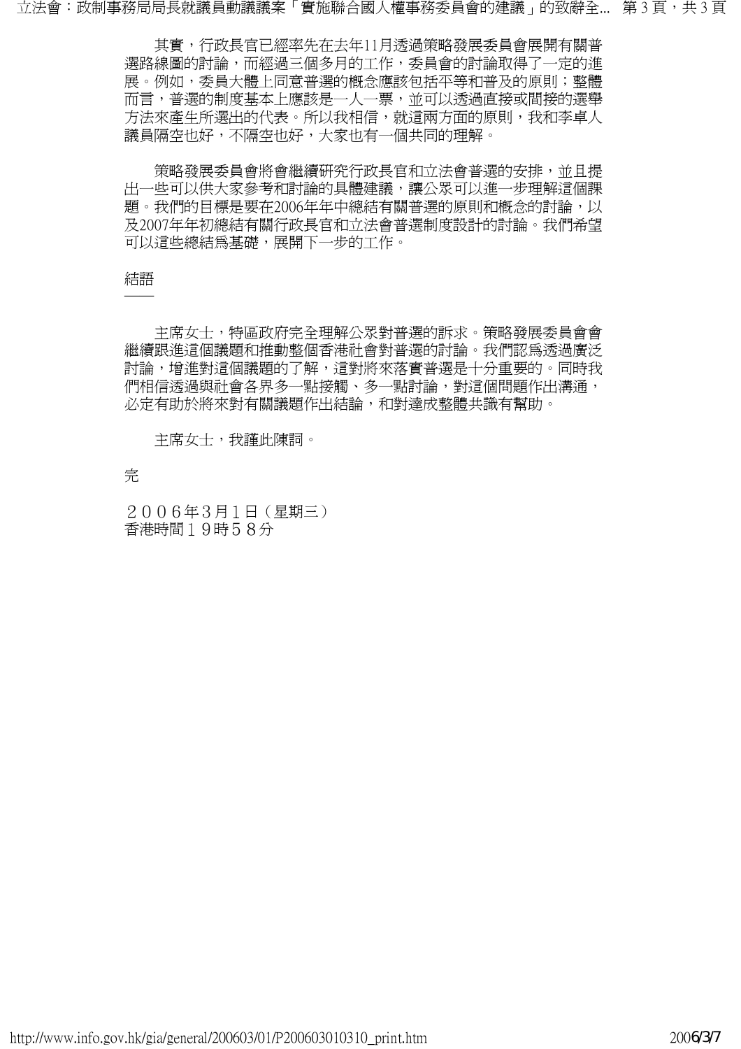其實，行政長官已經率先在去年11月透過策略發展委員會展開有關普選路線圖的討論，而經過三個多月的工作，委員會的討論取得了一定的進展。例如，委員大體上同意普選的概念應該包括平等和普及的原則；整體而言，普選的制度基本上應該是一人一票，並可以透過直接或間接的選舉方法來產生所選出的代表。所以我相信，就這兩方面的原則，我和李卓人議員隔空也好，不隔空也好，大家也有一個共同的理解。

策略發展委員會將會繼續研究行政長官和立法會普選的安排，並且提出一些可以供大家參考和討論的具體建議，讓公眾可以進一步理解這個課題。我們的目標是要在2006年年中總結有關普選的原則和概念的討論，以及2007年年初總結有關行政長官和立法會普選制度設計的討論。我們希望可以這些總結爲基礎，展開下一步的工作。

結語
——

主席女士，特區政府完全理解公眾對普選的訴求。策略發展委員會會繼續跟進這個議題和推動整個香港社會對普選的討論。我們認爲透過廣泛討論，增進對這個議題的了解，這對將來落實普選是十分重要的。同時我們相信透過與社會各界多一點接觸、多一點討論，對這個問題作出溝通，必定有助於將來對有關議題作出結論，和對達成整體共識有幫助。

主席女士，我謹此陳詞。

完

２００６年３月１日（星期三）
香港時間１９時５８分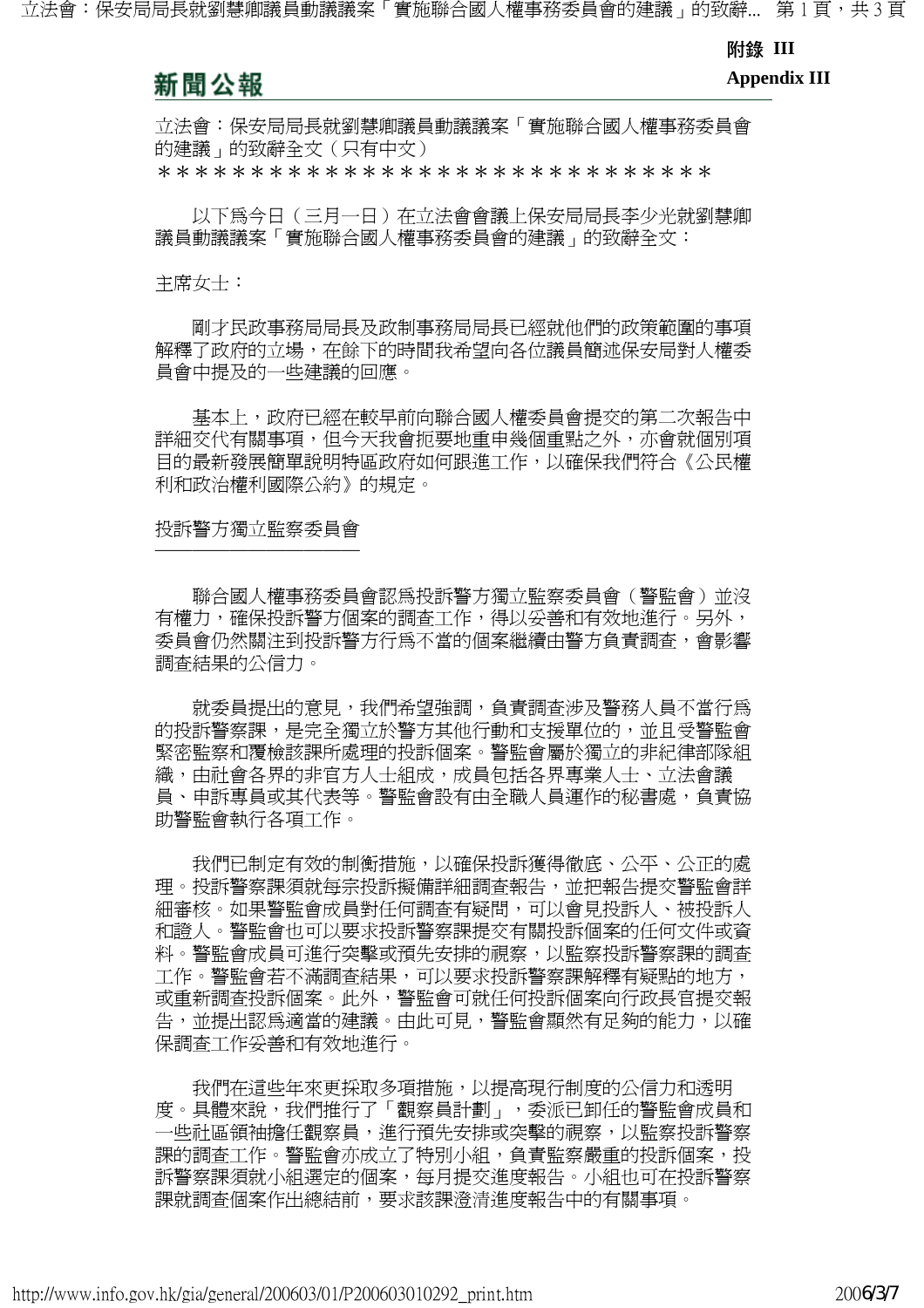**附錄 III**
**Appendix III**

新聞公報

立法會：保安局局長就劉慧卿議員動議議案「實施聯合國人權事務委員會的建議」的致辭全文（只有中文）

*******************************

以下爲今日（三月一日）在立法會會議上保安局局長李少光就劉慧卿議員動議議案「實施聯合國人權事務委員會的建議」的致辭全文：

主席女士：

剛才民政事務局局長及政制事務局局長已經就他們的政策範圍的事項解釋了政府的立場，在餘下的時間我希望向各位議員簡述保安局對人權委員會中提及的一些建議的回應。

基本上，政府已經在較早前向聯合國人權委員會提交的第二次報告中詳細交代有關事項，但今天我會扼要地重申幾個重點之外，亦會就個別項目的最新發展簡單說明特區政府如何跟進工作，以確保我們符合《公民權利和政治權利國際公約》的規定。

投訴警方獨立監察委員會

聯合國人權事務委員會認爲投訴警方獨立監察委員會（警監會）並沒有權力，確保投訴警方個案的調查工作，得以妥善和有效地進行。另外，委員會仍然關注到投訴警方行爲不當的個案繼續由警方負責調查，會影響調查結果的公信力。

就委員提出的意見，我們希望強調，負責調查涉及警務人員不當行爲的投訴警察課，是完全獨立於警方其他行動和支援單位的，並且受警監會緊密監察和覆檢該課所處理的投訴個案。警監會屬於獨立的非紀律部隊組織，由社會各界的非官方人士組成，成員包括各界專業人士、立法會議員、申訴專員或其代表等。警監會設有由全職人員運作的秘書處，負責協助警監會執行各項工作。

我們已制定有效的制衡措施，以確保投訴獲得徹底、公平、公正的處理。投訴警察課須就每宗投訴擬備詳細調查報告，並把報告提交警監會詳細審核。如果警監會成員對任何調查有疑問，可以會見投訴人、被投訴人和證人。警監會也可以要求投訴警察課提交有關投訴個案的任何文件或資料。警監會成員可進行突擊或預先安排的視察，以監察投訴警察課的調查工作。警監會若不滿調查結果，可以要求投訴警察課解釋有疑點的地方，或重新調查投訴個案。此外，警監會可就任何投訴個案向行政長官提交報告，並提出認爲適當的建議。由此可見，警監會顯然有足夠的能力，以確保調查工作妥善和有效地進行。

我們在這些年來更採取多項措施，以提高現行制度的公信力和透明度。具體來說，我們推行了「觀察員計劃」，委派已卸任的警監會成員和一些社區領袖擔任觀察員，進行預先安排或突擊的視察，以監察投訴警察課的調查工作。警監會亦成立了特別小組，負責監察嚴重的投訴個案，投訴警察課須就小組選定的個案，每月提交進度報告。小組也可在投訴警察課就調查個案作出總結前，要求該課澄清進度報告中的有關事項。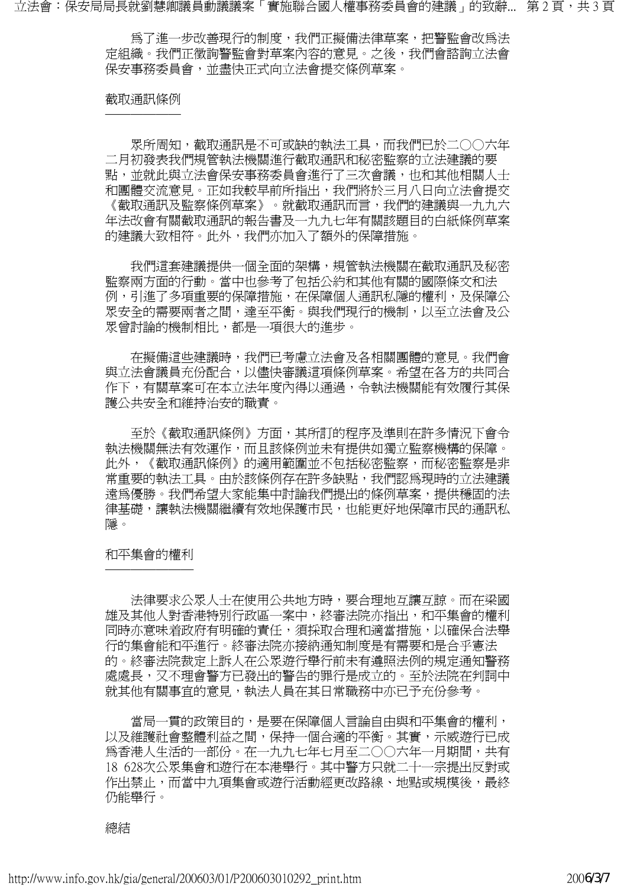為了進一步改善現行的制度，我們正擬備法律草案，把警監會改為法定組織。我們正徵詢警監會對草案內容的意見。之後，我們會諮詢立法會保安事務委員會，並盡快正式向立法會提交條例草案。

## 截取通訊條例

眾所周知，截取通訊是不可或缺的執法工具，而我們已於二○○六年二月初發表我們規管執法機關進行截取通訊和秘密監察的立法建議的要點，並就此與立法會保安事務委員會進行了三次會議，也和其他相關人士和團體交流意見。正如我較早前所指出，我們將於三月八日向立法會提交《截取通訊及監察條例草案》。就截取通訊而言，我們的建議與一九九六年法改會有關截取通訊的報告書及一九九七年有關該題目的白紙條例草案的建議大致相符。此外，我們亦加入了額外的保障措施。

我們這套建議提供一個全面的架構，規管執法機關在截取通訊及秘密監察兩方面的行動。當中也參考了包括公約和其他有關的國際條文和法例，引進了多項重要的保障措施，在保障個人通訊私隱的權利，及保障公眾安全的需要兩者之間，達至平衡。與我們現行的機制，以至立法會及公眾曾討論的機制相比，都是一項很大的進步。

在擬備這些建議時，我們已考慮立法會及各相關團體的意見。我們會與立法會議員充份配合，以儘快審議這項條例草案。希望在各方的共同合作下，有關草案可在本立法年度內得以通過，令執法機關能有效履行其保護公共安全和維持治安的職責。

至於《截取通訊條例》方面，其所訂的程序及準則在許多情況下會令執法機關無法有效運作，而且該條例並未有提供如獨立監察機構的保障。此外，《截取通訊條例》的適用範圍並不包括秘密監察，而秘密監察是非常重要的執法工具。由於該條例存在許多缺點，我們認為現時的立法建議遠為優勝。我們希望大家能集中討論我們提出的條例草案，提供穩固的法律基礎，讓執法機關繼續有效地保護市民，也能更好地保障市民的通訊私隱。

## 和平集會的權利

法律要求公眾人士在使用公共地方時，要合理地互讓互諒。而在梁國雄及其他人對香港特別行政區一案中，終審法院亦指出，和平集會的權利同時亦意味着政府有明確的責任，須採取合理和適當措施，以確保合法舉行的集會能和平進行。終審法院亦接納通知制度是有需要和是合乎憲法的。終審法院裁定上訴人在公眾遊行舉行前未有遵照法例的規定通知警務處處長，又不理會警方已發出的警告的罪行是成立的。至於法院在判詞中就其他有關事宜的意見，執法人員在其日常職務中亦已予充份參考。

當局一貫的政策目的，是要在保障個人言論自由與和平集會的權利，以及維護社會整體利益之間，保持一個合適的平衡。其實，示威遊行已成為香港人生活的一部份。在一九九七年七月至二○○六年一月期間，共有18 628次公眾集會和遊行在本港舉行。其中警方只就二十一宗提出反對或作出禁止，而當中九項集會或遊行活動經更改路線、地點或規模後，最終仍能舉行。

## 總結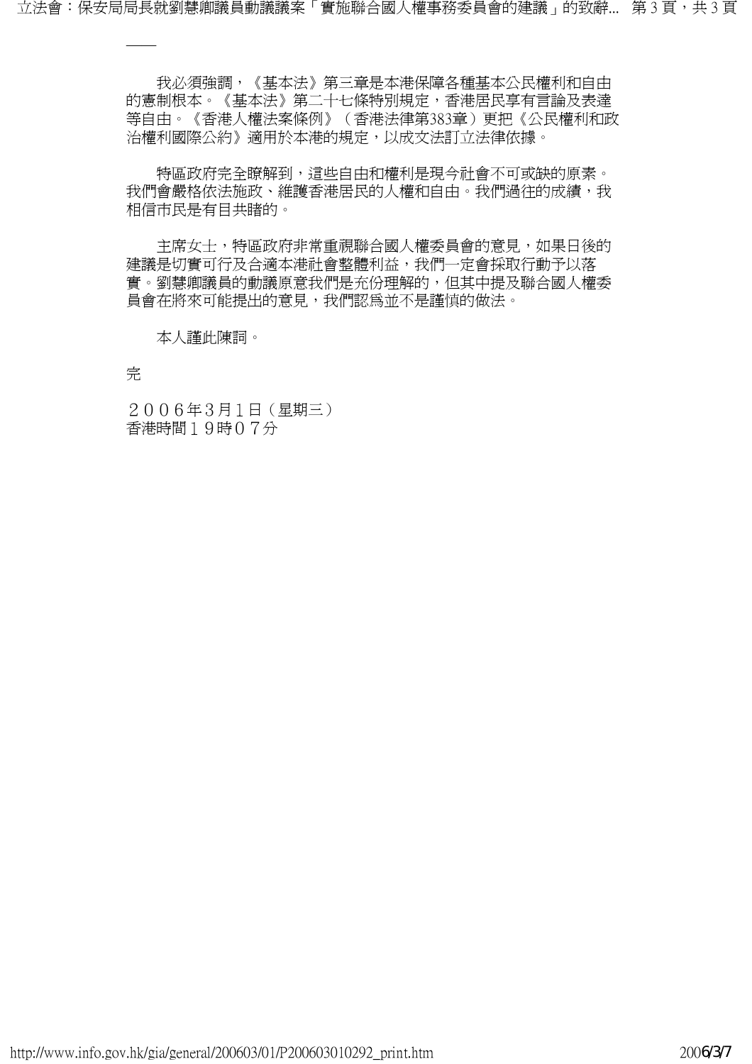——

我必須強調，《基本法》第三章是本港保障各種基本公民權利和自由的憲制根本。《基本法》第二十七條特別規定，香港居民享有言論及表達等自由。《香港人權法案條例》（香港法律第383章）更把《公民權利和政治權利國際公約》適用於本港的規定，以成文法訂立法律依據。

特區政府完全瞭解到，這些自由和權利是現今社會不可或缺的原素。我們會嚴格依法施政、維護香港居民的人權和自由。我們過往的成績，我相信市民是有目共睹的。

主席女士，特區政府非常重視聯合國人權委員會的意見，如果日後的建議是切實可行及合適本港社會整體利益，我們一定會採取行動予以落實。劉慧卿議員的動議原意我們是充份理解的，但其中提及聯合國人權委員會在將來可能提出的意見，我們認為並不是謹慎的做法。

本人謹此陳詞。

完

２００６年３月１日（星期三）
香港時間１９時０７分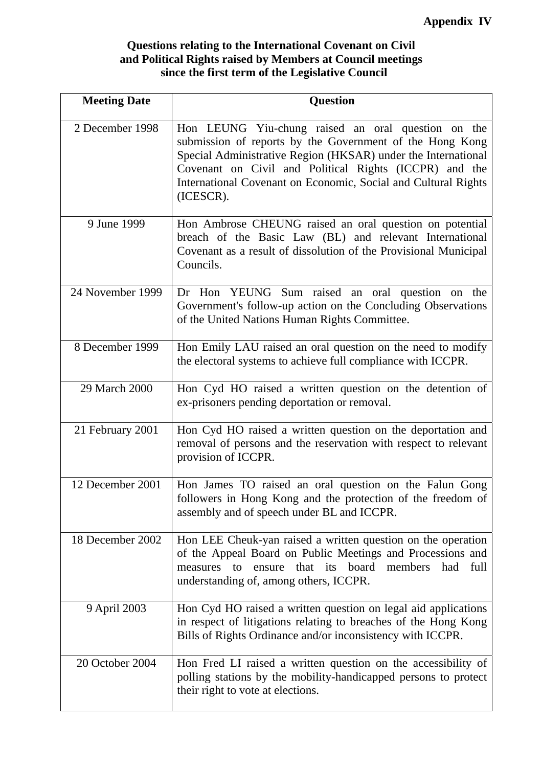**Appendix IV**

**Questions relating to the International Covenant on Civil and Political Rights raised by Members at Council meetings since the first term of the Legislative Council**

| Meeting Date | Question |
| --- | --- |
| 2 December 1998 | Hon LEUNG Yiu-chung raised an oral question on the submission of reports by the Government of the Hong Kong Special Administrative Region (HKSAR) under the International Covenant on Civil and Political Rights (ICCPR) and the International Covenant on Economic, Social and Cultural Rights (ICESCR). |
| 9 June 1999 | Hon Ambrose CHEUNG raised an oral question on potential breach of the Basic Law (BL) and relevant International Covenant as a result of dissolution of the Provisional Municipal Councils. |
| 24 November 1999 | Dr Hon YEUNG Sum raised an oral question on the Government's follow-up action on the Concluding Observations of the United Nations Human Rights Committee. |
| 8 December 1999 | Hon Emily LAU raised an oral question on the need to modify the electoral systems to achieve full compliance with ICCPR. |
| 29 March 2000 | Hon Cyd HO raised a written question on the detention of ex-prisoners pending deportation or removal. |
| 21 February 2001 | Hon Cyd HO raised a written question on the deportation and removal of persons and the reservation with respect to relevant provision of ICCPR. |
| 12 December 2001 | Hon James TO raised an oral question on the Falun Gong followers in Hong Kong and the protection of the freedom of assembly and of speech under BL and ICCPR. |
| 18 December 2002 | Hon LEE Cheuk-yan raised a written question on the operation of the Appeal Board on Public Meetings and Processions and measures to ensure that its board members had full understanding of, among others, ICCPR. |
| 9 April 2003 | Hon Cyd HO raised a written question on legal aid applications in respect of litigations relating to breaches of the Hong Kong Bills of Rights Ordinance and/or inconsistency with ICCPR. |
| 20 October 2004 | Hon Fred LI raised a written question on the accessibility of polling stations by the mobility-handicapped persons to protect their right to vote at elections. |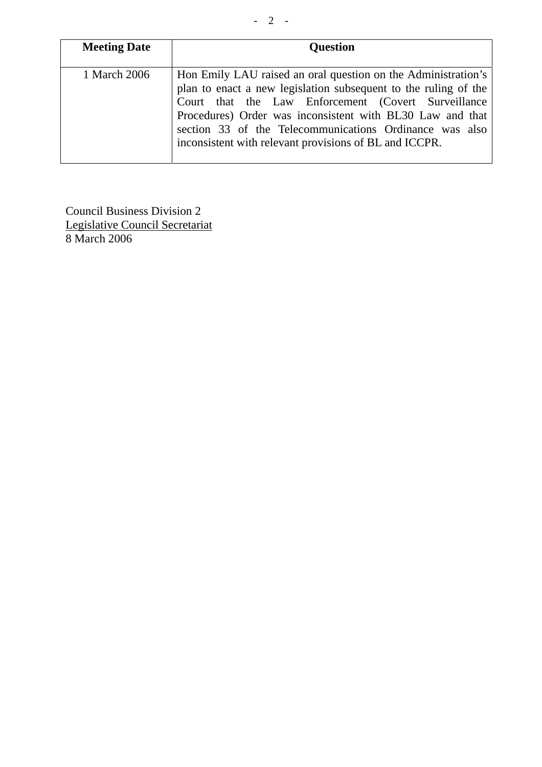| Meeting Date | Question |
|---|---|
| 1 March 2006 | Hon Emily LAU raised an oral question on the Administration's plan to enact a new legislation subsequent to the ruling of the Court that the Law Enforcement (Covert Surveillance Procedures) Order was inconsistent with BL30 Law and that section 33 of the Telecommunications Ordinance was also inconsistent with relevant provisions of BL and ICCPR. |

Council Business Division 2
Legislative Council Secretariat
8 March 2006